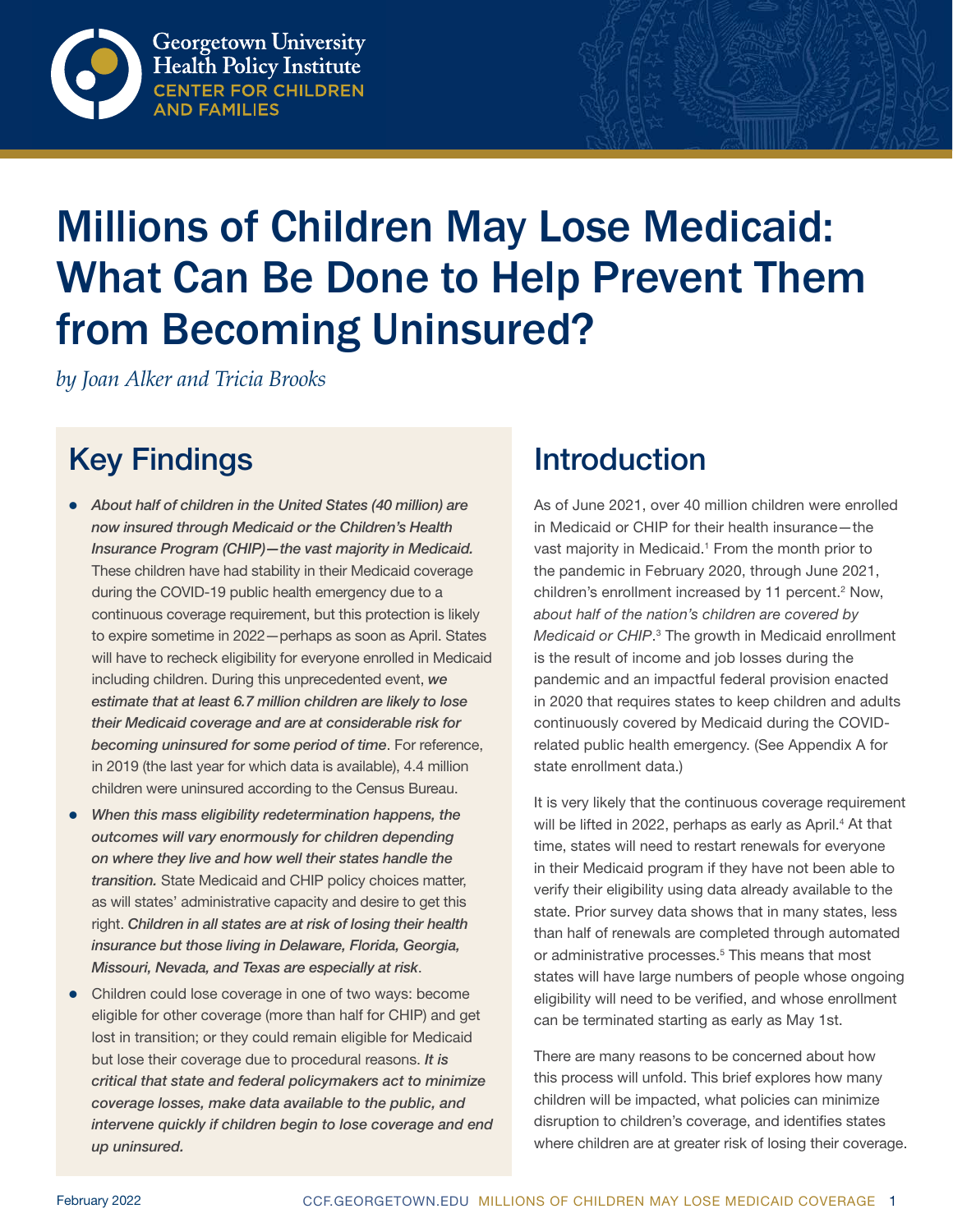Georgetown University Health Policy Institute
CENTER FOR CHILDREN AND FAMILIES

# Millions of Children May Lose Medicaid: What Can Be Done to Help Prevent Them from Becoming Uninsured?

*by Joan Alker and Tricia Brooks*

## Key Findings

- *About half of children in the United States (40 million) are now insured through Medicaid or the Children's Health Insurance Program (CHIP)—the vast majority in Medicaid.* These children have had stability in their Medicaid coverage during the COVID-19 public health emergency due to a continuous coverage requirement, but this protection is likely to expire sometime in 2022—perhaps as soon as April. States will have to recheck eligibility for everyone enrolled in Medicaid including children. During this unprecedented event, ***we estimate that at least 6.7 million children are likely to lose their Medicaid coverage and are at considerable risk for becoming uninsured for some period of time***. For reference, in 2019 (the last year for which data is available), 4.4 million children were uninsured according to the Census Bureau.
- ***When this mass eligibility redetermination happens, the outcomes will vary enormously for children depending on where they live and how well their states handle the transition.*** State Medicaid and CHIP policy choices matter, as will states' administrative capacity and desire to get this right. ***Children in all states are at risk of losing their health insurance but those living in Delaware, Florida, Georgia, Missouri, Nevada, and Texas are especially at risk***.
- Children could lose coverage in one of two ways: become eligible for other coverage (more than half for CHIP) and get lost in transition; or they could remain eligible for Medicaid but lose their coverage due to procedural reasons. ***It is critical that state and federal policymakers act to minimize coverage losses, make data available to the public, and intervene quickly if children begin to lose coverage and end up uninsured.***

## Introduction

As of June 2021, over 40 million children were enrolled in Medicaid or CHIP for their health insurance—the vast majority in Medicaid.[1] From the month prior to the pandemic in February 2020, through June 2021, children's enrollment increased by 11 percent.[2] Now, *about half of the nation's children are covered by Medicaid or CHIP*.[3] The growth in Medicaid enrollment is the result of income and job losses during the pandemic and an impactful federal provision enacted in 2020 that requires states to keep children and adults continuously covered by Medicaid during the COVID-related public health emergency. (See Appendix A for state enrollment data.)

It is very likely that the continuous coverage requirement will be lifted in 2022, perhaps as early as April.[4] At that time, states will need to restart renewals for everyone in their Medicaid program if they have not been able to verify their eligibility using data already available to the state. Prior survey data shows that in many states, less than half of renewals are completed through automated or administrative processes.[5] This means that most states will have large numbers of people whose ongoing eligibility will need to be verified, and whose enrollment can be terminated starting as early as May 1st.

There are many reasons to be concerned about how this process will unfold. This brief explores how many children will be impacted, what policies can minimize disruption to children's coverage, and identifies states where children are at greater risk of losing their coverage.

February 2022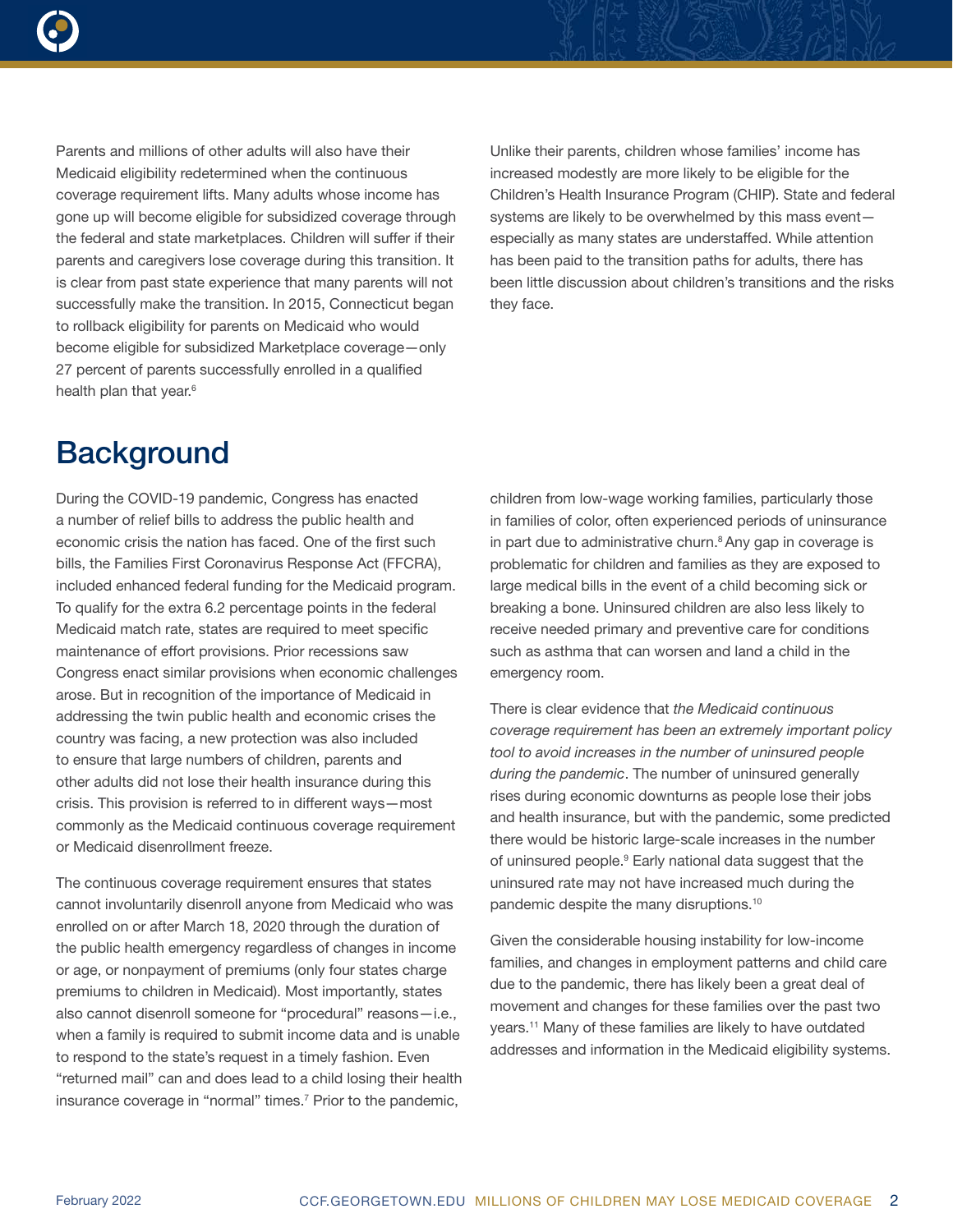Parents and millions of other adults will also have their Medicaid eligibility redetermined when the continuous coverage requirement lifts. Many adults whose income has gone up will become eligible for subsidized coverage through the federal and state marketplaces. Children will suffer if their parents and caregivers lose coverage during this transition. It is clear from past state experience that many parents will not successfully make the transition. In 2015, Connecticut began to rollback eligibility for parents on Medicaid who would become eligible for subsidized Marketplace coverage—only 27 percent of parents successfully enrolled in a qualified health plan that year.[6]

Unlike their parents, children whose families' income has increased modestly are more likely to be eligible for the Children's Health Insurance Program (CHIP). State and federal systems are likely to be overwhelmed by this mass event—especially as many states are understaffed. While attention has been paid to the transition paths for adults, there has been little discussion about children's transitions and the risks they face.

## Background

During the COVID-19 pandemic, Congress has enacted a number of relief bills to address the public health and economic crisis the nation has faced. One of the first such bills, the Families First Coronavirus Response Act (FFCRA), included enhanced federal funding for the Medicaid program. To qualify for the extra 6.2 percentage points in the federal Medicaid match rate, states are required to meet specific maintenance of effort provisions. Prior recessions saw Congress enact similar provisions when economic challenges arose. But in recognition of the importance of Medicaid in addressing the twin public health and economic crises the country was facing, a new protection was also included to ensure that large numbers of children, parents and other adults did not lose their health insurance during this crisis. This provision is referred to in different ways—most commonly as the Medicaid continuous coverage requirement or Medicaid disenrollment freeze.

The continuous coverage requirement ensures that states cannot involuntarily disenroll anyone from Medicaid who was enrolled on or after March 18, 2020 through the duration of the public health emergency regardless of changes in income or age, or nonpayment of premiums (only four states charge premiums to children in Medicaid). Most importantly, states also cannot disenroll someone for "procedural" reasons—i.e., when a family is required to submit income data and is unable to respond to the state's request in a timely fashion. Even "returned mail" can and does lead to a child losing their health insurance coverage in "normal" times.[7] Prior to the pandemic, children from low-wage working families, particularly those in families of color, often experienced periods of uninsurance in part due to administrative churn.[8] Any gap in coverage is problematic for children and families as they are exposed to large medical bills in the event of a child becoming sick or breaking a bone. Uninsured children are also less likely to receive needed primary and preventive care for conditions such as asthma that can worsen and land a child in the emergency room.

There is clear evidence that *the Medicaid continuous coverage requirement has been an extremely important policy tool to avoid increases in the number of uninsured people during the pandemic*. The number of uninsured generally rises during economic downturns as people lose their jobs and health insurance, but with the pandemic, some predicted there would be historic large-scale increases in the number of uninsured people.[9] Early national data suggest that the uninsured rate may not have increased much during the pandemic despite the many disruptions.[10]

Given the considerable housing instability for low-income families, and changes in employment patterns and child care due to the pandemic, there has likely been a great deal of movement and changes for these families over the past two years.[11] Many of these families are likely to have outdated addresses and information in the Medicaid eligibility systems.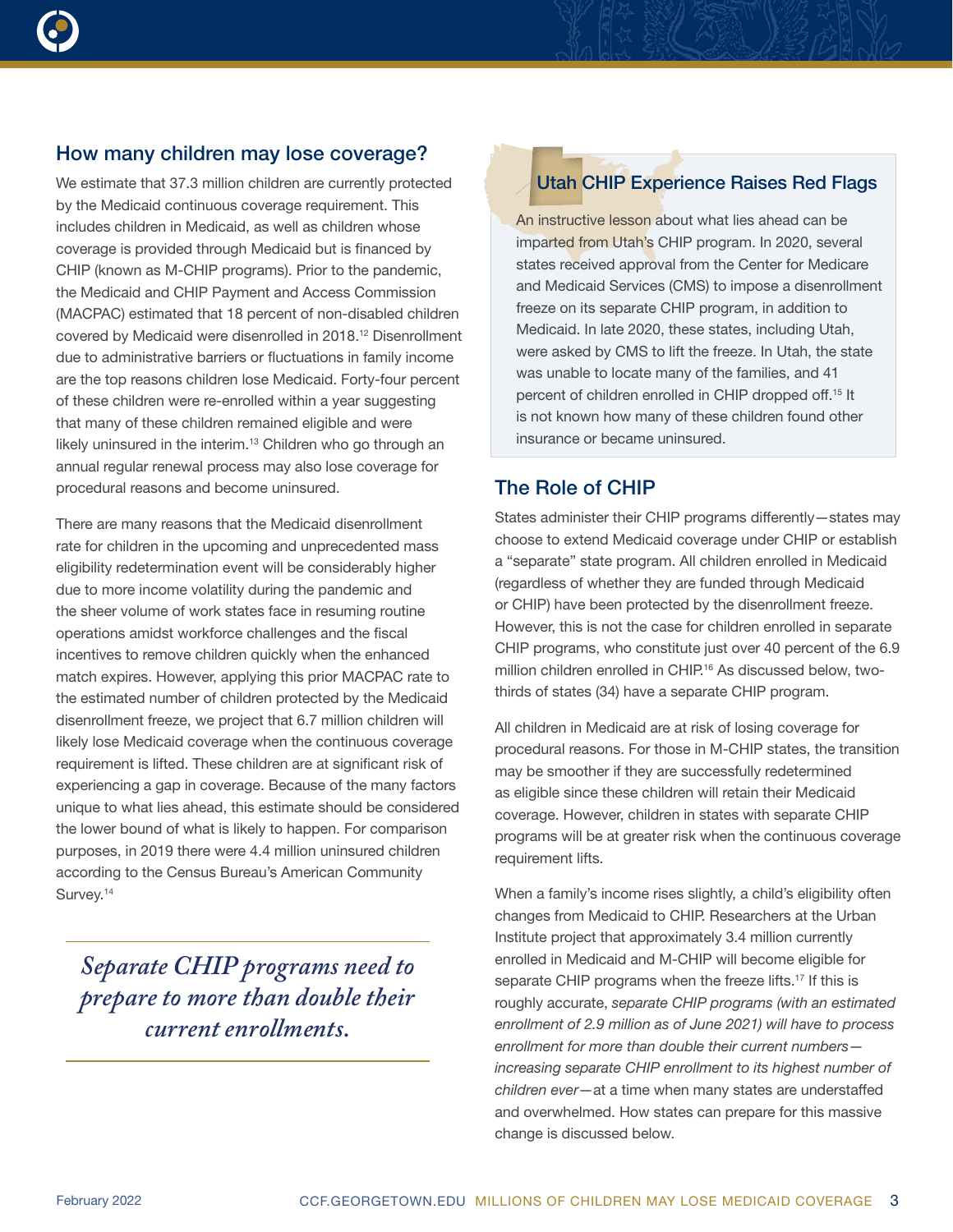## How many children may lose coverage?

We estimate that 37.3 million children are currently protected by the Medicaid continuous coverage requirement. This includes children in Medicaid, as well as children whose coverage is provided through Medicaid but is financed by CHIP (known as M-CHIP programs). Prior to the pandemic, the Medicaid and CHIP Payment and Access Commission (MACPAC) estimated that 18 percent of non-disabled children covered by Medicaid were disenrolled in 2018.[12] Disenrollment due to administrative barriers or fluctuations in family income are the top reasons children lose Medicaid. Forty-four percent of these children were re-enrolled within a year suggesting that many of these children remained eligible and were likely uninsured in the interim.[13] Children who go through an annual regular renewal process may also lose coverage for procedural reasons and become uninsured.

There are many reasons that the Medicaid disenrollment rate for children in the upcoming and unprecedented mass eligibility redetermination event will be considerably higher due to more income volatility during the pandemic and the sheer volume of work states face in resuming routine operations amidst workforce challenges and the fiscal incentives to remove children quickly when the enhanced match expires. However, applying this prior MACPAC rate to the estimated number of children protected by the Medicaid disenrollment freeze, we project that 6.7 million children will likely lose Medicaid coverage when the continuous coverage requirement is lifted. These children are at significant risk of experiencing a gap in coverage. Because of the many factors unique to what lies ahead, this estimate should be considered the lower bound of what is likely to happen. For comparison purposes, in 2019 there were 4.4 million uninsured children according to the Census Bureau's American Community Survey.[14]

> *Separate CHIP programs need to prepare to more than double their current enrollments.*

### Utah CHIP Experience Raises Red Flags

An instructive lesson about what lies ahead can be imparted from Utah's CHIP program. In 2020, several states received approval from the Center for Medicare and Medicaid Services (CMS) to impose a disenrollment freeze on its separate CHIP program, in addition to Medicaid. In late 2020, these states, including Utah, were asked by CMS to lift the freeze. In Utah, the state was unable to locate many of the families, and 41 percent of children enrolled in CHIP dropped off.[15] It is not known how many of these children found other insurance or became uninsured.

## The Role of CHIP

States administer their CHIP programs differently—states may choose to extend Medicaid coverage under CHIP or establish a "separate" state program. All children enrolled in Medicaid (regardless of whether they are funded through Medicaid or CHIP) have been protected by the disenrollment freeze. However, this is not the case for children enrolled in separate CHIP programs, who constitute just over 40 percent of the 6.9 million children enrolled in CHIP.[16] As discussed below, two-thirds of states (34) have a separate CHIP program.

All children in Medicaid are at risk of losing coverage for procedural reasons. For those in M-CHIP states, the transition may be smoother if they are successfully redetermined as eligible since these children will retain their Medicaid coverage. However, children in states with separate CHIP programs will be at greater risk when the continuous coverage requirement lifts.

When a family's income rises slightly, a child's eligibility often changes from Medicaid to CHIP. Researchers at the Urban Institute project that approximately 3.4 million currently enrolled in Medicaid and M-CHIP will become eligible for separate CHIP programs when the freeze lifts.[17] If this is roughly accurate, *separate CHIP programs (with an estimated enrollment of 2.9 million as of June 2021) will have to process enrollment for more than double their current numbers—increasing separate CHIP enrollment to its highest number of children ever*—at a time when many states are understaffed and overwhelmed. How states can prepare for this massive change is discussed below.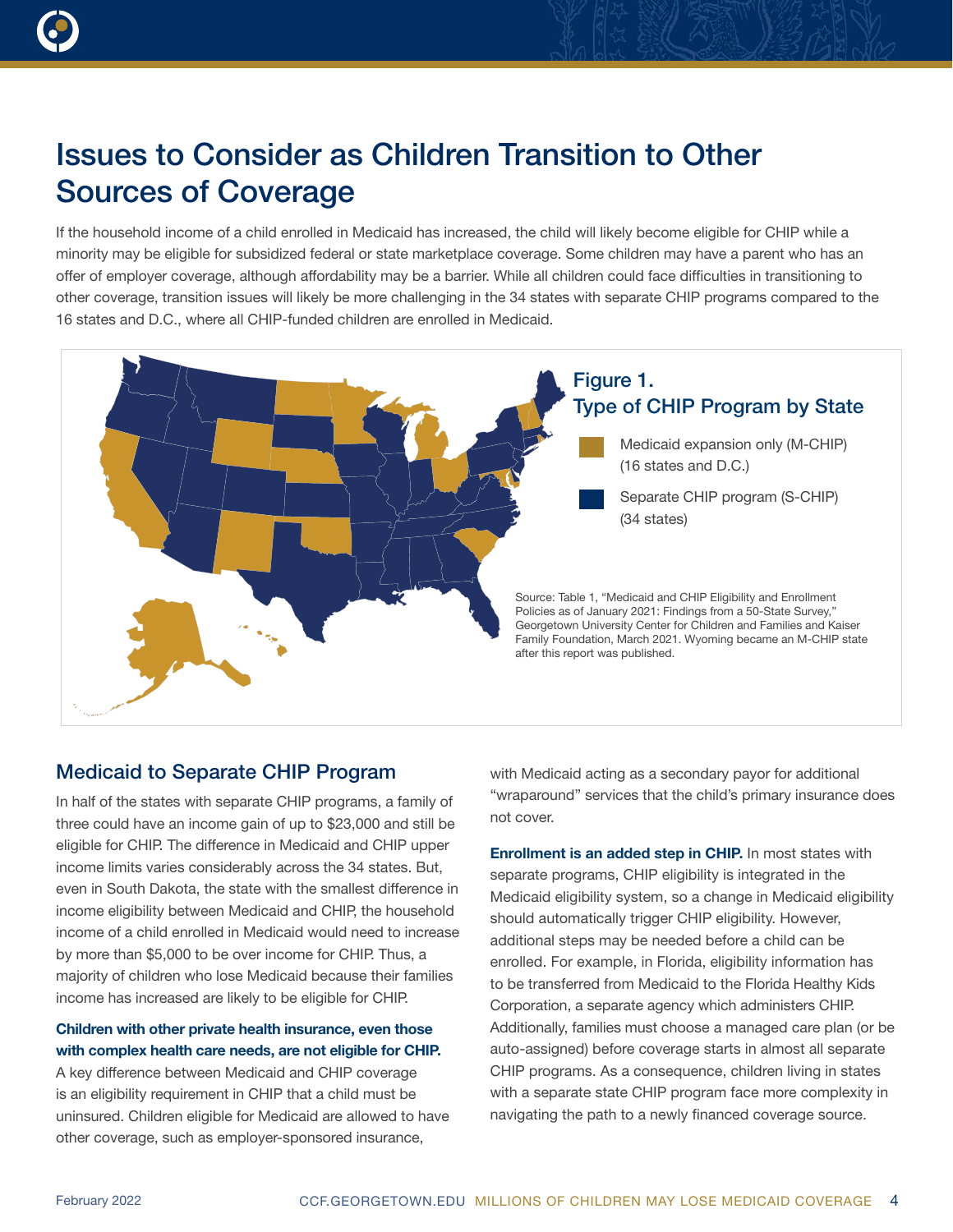# Issues to Consider as Children Transition to Other Sources of Coverage

If the household income of a child enrolled in Medicaid has increased, the child will likely become eligible for CHIP while a minority may be eligible for subsidized federal or state marketplace coverage. Some children may have a parent who has an offer of employer coverage, although affordability may be a barrier. While all children could face difficulties in transitioning to other coverage, transition issues will likely be more challenging in the 34 states with separate CHIP programs compared to the 16 states and D.C., where all CHIP-funded children are enrolled in Medicaid.

**Figure 1. Type of CHIP Program by State**

- Medicaid expansion only (M-CHIP) (16 states and D.C.)
- Separate CHIP program (S-CHIP) (34 states)

Source: Table 1, "Medicaid and CHIP Eligibility and Enrollment Policies as of January 2021: Findings from a 50-State Survey," Georgetown University Center for Children and Families and Kaiser Family Foundation, March 2021. Wyoming became an M-CHIP state after this report was published.

## Medicaid to Separate CHIP Program

In half of the states with separate CHIP programs, a family of three could have an income gain of up to $23,000 and still be eligible for CHIP. The difference in Medicaid and CHIP upper income limits varies considerably across the 34 states. But, even in South Dakota, the state with the smallest difference in income eligibility between Medicaid and CHIP, the household income of a child enrolled in Medicaid would need to increase by more than $5,000 to be over income for CHIP. Thus, a majority of children who lose Medicaid because their families income has increased are likely to be eligible for CHIP.

**Children with other private health insurance, even those with complex health care needs, are not eligible for CHIP.** A key difference between Medicaid and CHIP coverage is an eligibility requirement in CHIP that a child must be uninsured. Children eligible for Medicaid are allowed to have other coverage, such as employer-sponsored insurance, with Medicaid acting as a secondary payor for additional "wraparound" services that the child's primary insurance does not cover.

**Enrollment is an added step in CHIP.** In most states with separate programs, CHIP eligibility is integrated in the Medicaid eligibility system, so a change in Medicaid eligibility should automatically trigger CHIP eligibility. However, additional steps may be needed before a child can be enrolled. For example, in Florida, eligibility information has to be transferred from Medicaid to the Florida Healthy Kids Corporation, a separate agency which administers CHIP. Additionally, families must choose a managed care plan (or be auto-assigned) before coverage starts in almost all separate CHIP programs. As a consequence, children living in states with a separate state CHIP program face more complexity in navigating the path to a newly financed coverage source.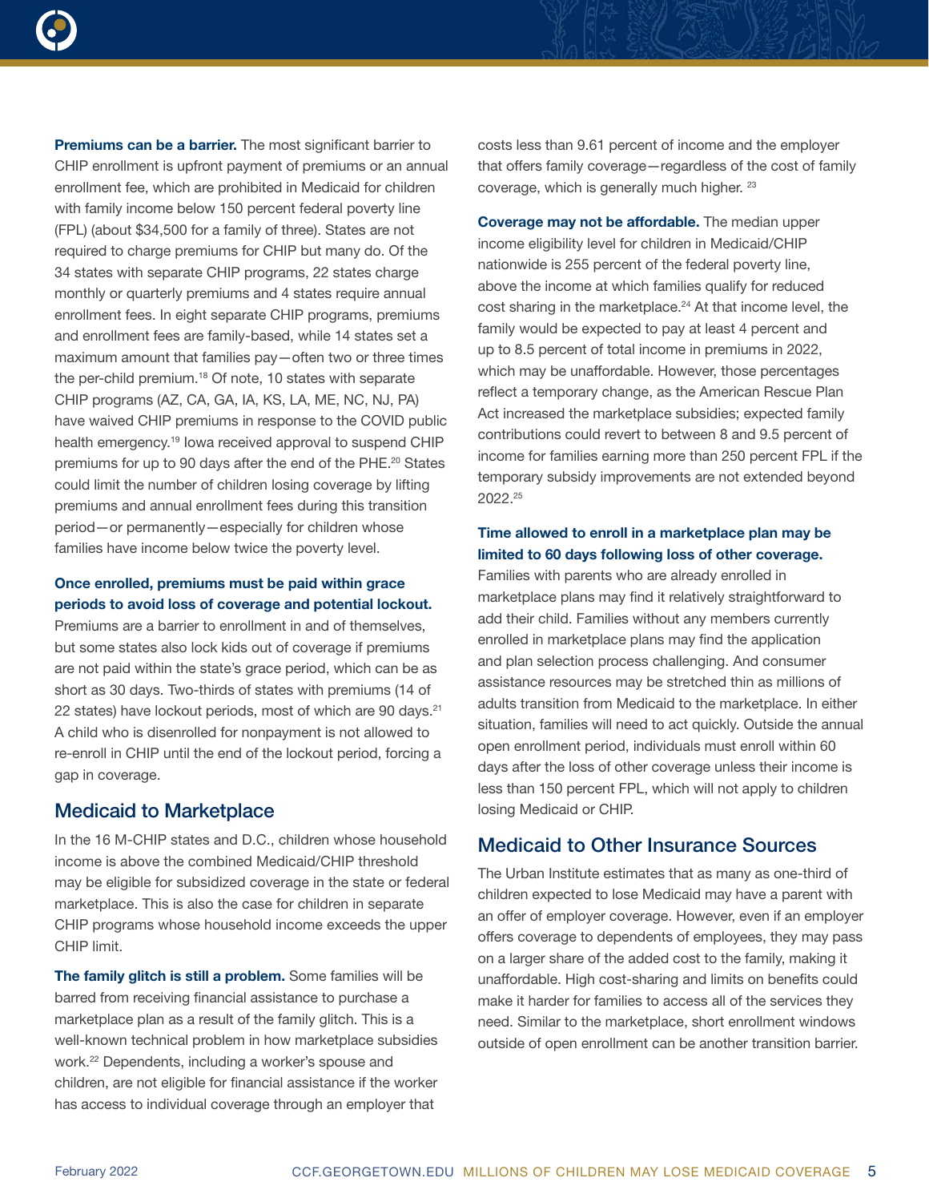**Premiums can be a barrier.** The most significant barrier to CHIP enrollment is upfront payment of premiums or an annual enrollment fee, which are prohibited in Medicaid for children with family income below 150 percent federal poverty line (FPL) (about $34,500 for a family of three). States are not required to charge premiums for CHIP but many do. Of the 34 states with separate CHIP programs, 22 states charge monthly or quarterly premiums and 4 states require annual enrollment fees. In eight separate CHIP programs, premiums and enrollment fees are family-based, while 14 states set a maximum amount that families pay—often two or three times the per-child premium.[18] Of note, 10 states with separate CHIP programs (AZ, CA, GA, IA, KS, LA, ME, NC, NJ, PA) have waived CHIP premiums in response to the COVID public health emergency.[19] Iowa received approval to suspend CHIP premiums for up to 90 days after the end of the PHE.[20] States could limit the number of children losing coverage by lifting premiums and annual enrollment fees during this transition period—or permanently—especially for children whose families have income below twice the poverty level.

**Once enrolled, premiums must be paid within grace periods to avoid loss of coverage and potential lockout.** Premiums are a barrier to enrollment in and of themselves, but some states also lock kids out of coverage if premiums are not paid within the state's grace period, which can be as short as 30 days. Two-thirds of states with premiums (14 of 22 states) have lockout periods, most of which are 90 days.[21] A child who is disenrolled for nonpayment is not allowed to re-enroll in CHIP until the end of the lockout period, forcing a gap in coverage.

## Medicaid to Marketplace

In the 16 M-CHIP states and D.C., children whose household income is above the combined Medicaid/CHIP threshold may be eligible for subsidized coverage in the state or federal marketplace. This is also the case for children in separate CHIP programs whose household income exceeds the upper CHIP limit.

**The family glitch is still a problem.** Some families will be barred from receiving financial assistance to purchase a marketplace plan as a result of the family glitch. This is a well-known technical problem in how marketplace subsidies work.[22] Dependents, including a worker's spouse and children, are not eligible for financial assistance if the worker has access to individual coverage through an employer that costs less than 9.61 percent of income and the employer that offers family coverage—regardless of the cost of family coverage, which is generally much higher.[23]

**Coverage may not be affordable.** The median upper income eligibility level for children in Medicaid/CHIP nationwide is 255 percent of the federal poverty line, above the income at which families qualify for reduced cost sharing in the marketplace.[24] At that income level, the family would be expected to pay at least 4 percent and up to 8.5 percent of total income in premiums in 2022, which may be unaffordable. However, those percentages reflect a temporary change, as the American Rescue Plan Act increased the marketplace subsidies; expected family contributions could revert to between 8 and 9.5 percent of income for families earning more than 250 percent FPL if the temporary subsidy improvements are not extended beyond 2022.[25]

**Time allowed to enroll in a marketplace plan may be limited to 60 days following loss of other coverage.** Families with parents who are already enrolled in marketplace plans may find it relatively straightforward to add their child. Families without any members currently enrolled in marketplace plans may find the application and plan selection process challenging. And consumer assistance resources may be stretched thin as millions of adults transition from Medicaid to the marketplace. In either situation, families will need to act quickly. Outside the annual open enrollment period, individuals must enroll within 60 days after the loss of other coverage unless their income is less than 150 percent FPL, which will not apply to children losing Medicaid or CHIP.

## Medicaid to Other Insurance Sources

The Urban Institute estimates that as many as one-third of children expected to lose Medicaid may have a parent with an offer of employer coverage. However, even if an employer offers coverage to dependents of employees, they may pass on a larger share of the added cost to the family, making it unaffordable. High cost-sharing and limits on benefits could make it harder for families to access all of the services they need. Similar to the marketplace, short enrollment windows outside of open enrollment can be another transition barrier.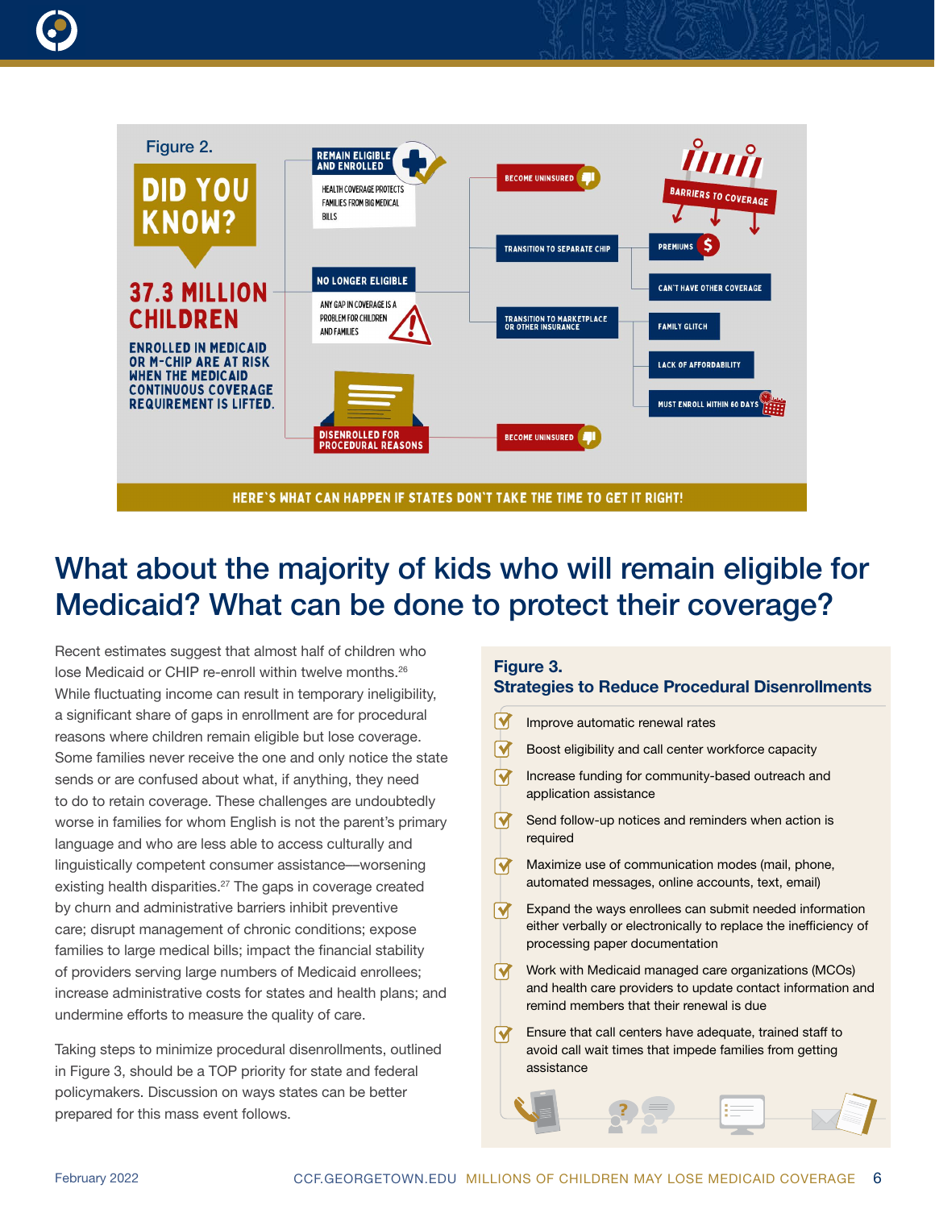Figure 2.

**DID YOU KNOW?**

**37.3 MILLION CHILDREN**

**ENROLLED IN MEDICAID OR M-CHIP ARE AT RISK WHEN THE MEDICAID CONTINUOUS COVERAGE REQUIREMENT IS LIFTED.**

- **REMAIN ELIGIBLE AND ENROLLED** — HEALTH COVERAGE PROTECTS FAMILIES FROM BIG MEDICAL BILLS
- **NO LONGER ELIGIBLE** — ANY GAP IN COVERAGE IS A PROBLEM FOR CHILDREN AND FAMILIES
  - BECOME UNINSURED
  - TRANSITION TO SEPARATE CHIP
  - TRANSITION TO MARKETPLACE OR OTHER INSURANCE
- **DISENROLLED FOR PROCEDURAL REASONS**
  - BECOME UNINSURED

**BARRIERS TO COVERAGE**

- PREMIUMS
- CAN'T HAVE OTHER COVERAGE
- FAMILY GLITCH
- LACK OF AFFORDABILITY
- MUST ENROLL WITHIN 60 DAYS

**HERE'S WHAT CAN HAPPEN IF STATES DON'T TAKE THE TIME TO GET IT RIGHT!**

# What about the majority of kids who will remain eligible for Medicaid? What can be done to protect their coverage?

Recent estimates suggest that almost half of children who lose Medicaid or CHIP re-enroll within twelve months.[26] While fluctuating income can result in temporary ineligibility, a significant share of gaps in enrollment are for procedural reasons where children remain eligible but lose coverage. Some families never receive the one and only notice the state sends or are confused about what, if anything, they need to do to retain coverage. These challenges are undoubtedly worse in families for whom English is not the parent's primary language and who are less able to access culturally and linguistically competent consumer assistance—worsening existing health disparities.[27] The gaps in coverage created by churn and administrative barriers inhibit preventive care; disrupt management of chronic conditions; expose families to large medical bills; impact the financial stability of providers serving large numbers of Medicaid enrollees; increase administrative costs for states and health plans; and undermine efforts to measure the quality of care.

Taking steps to minimize procedural disenrollments, outlined in Figure 3, should be a TOP priority for state and federal policymakers. Discussion on ways states can be better prepared for this mass event follows.

**Figure 3.**
**Strategies to Reduce Procedural Disenrollments**

- Improve automatic renewal rates
- Boost eligibility and call center workforce capacity
- Increase funding for community-based outreach and application assistance
- Send follow-up notices and reminders when action is required
- Maximize use of communication modes (mail, phone, automated messages, online accounts, text, email)
- Expand the ways enrollees can submit needed information either verbally or electronically to replace the inefficiency of processing paper documentation
- Work with Medicaid managed care organizations (MCOs) and health care providers to update contact information and remind members that their renewal is due
- Ensure that call centers have adequate, trained staff to avoid call wait times that impede families from getting assistance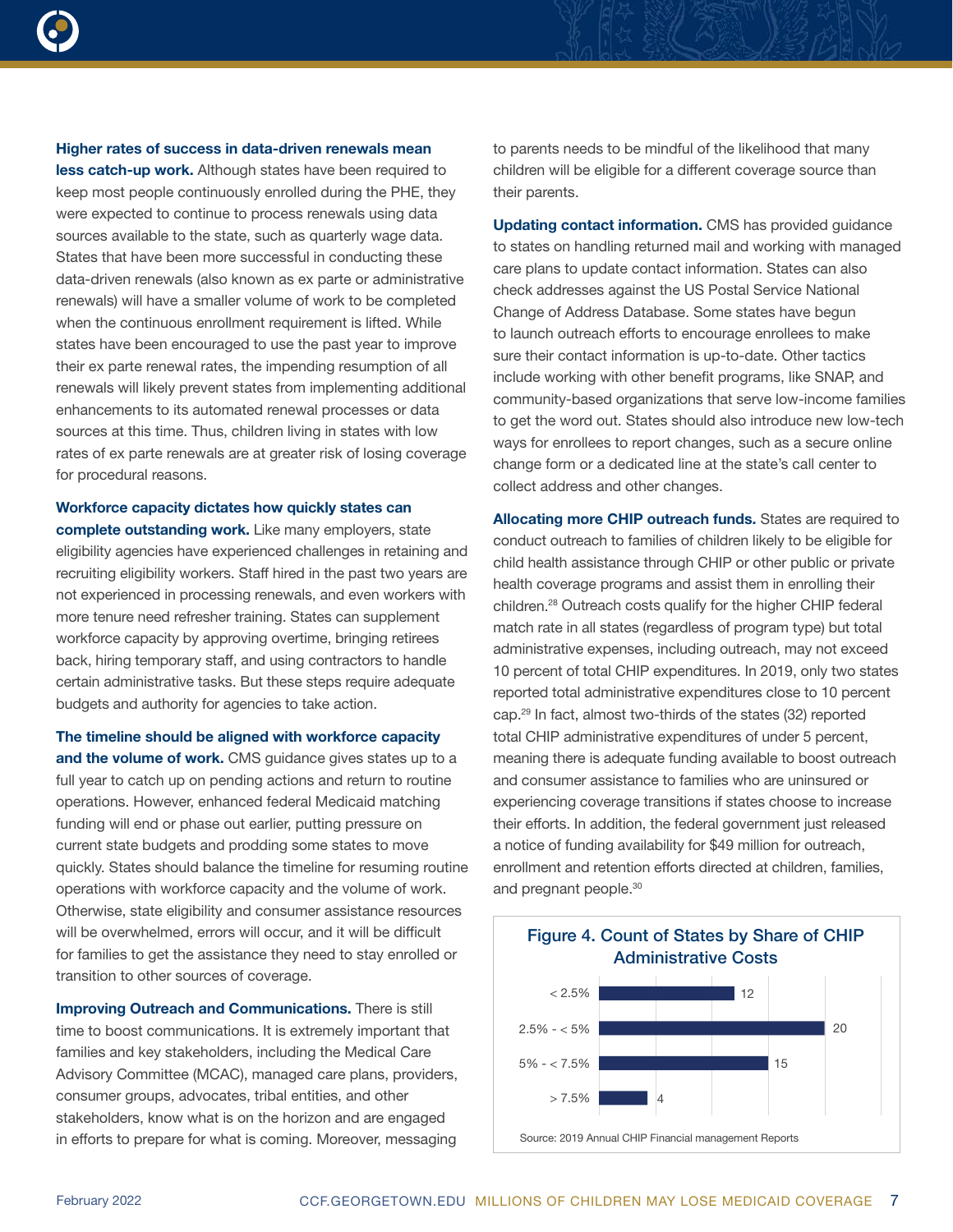**Higher rates of success in data-driven renewals mean less catch-up work.** Although states have been required to keep most people continuously enrolled during the PHE, they were expected to continue to process renewals using data sources available to the state, such as quarterly wage data. States that have been more successful in conducting these data-driven renewals (also known as ex parte or administrative renewals) will have a smaller volume of work to be completed when the continuous enrollment requirement is lifted. While states have been encouraged to use the past year to improve their ex parte renewal rates, the impending resumption of all renewals will likely prevent states from implementing additional enhancements to its automated renewal processes or data sources at this time. Thus, children living in states with low rates of ex parte renewals are at greater risk of losing coverage for procedural reasons.

**Workforce capacity dictates how quickly states can complete outstanding work.** Like many employers, state eligibility agencies have experienced challenges in retaining and recruiting eligibility workers. Staff hired in the past two years are not experienced in processing renewals, and even workers with more tenure need refresher training. States can supplement workforce capacity by approving overtime, bringing retirees back, hiring temporary staff, and using contractors to handle certain administrative tasks. But these steps require adequate budgets and authority for agencies to take action.

**The timeline should be aligned with workforce capacity and the volume of work.** CMS guidance gives states up to a full year to catch up on pending actions and return to routine operations. However, enhanced federal Medicaid matching funding will end or phase out earlier, putting pressure on current state budgets and prodding some states to move quickly. States should balance the timeline for resuming routine operations with workforce capacity and the volume of work. Otherwise, state eligibility and consumer assistance resources will be overwhelmed, errors will occur, and it will be difficult for families to get the assistance they need to stay enrolled or transition to other sources of coverage.

**Improving Outreach and Communications.** There is still time to boost communications. It is extremely important that families and key stakeholders, including the Medical Care Advisory Committee (MCAC), managed care plans, providers, consumer groups, advocates, tribal entities, and other stakeholders, know what is on the horizon and are engaged in efforts to prepare for what is coming. Moreover, messaging to parents needs to be mindful of the likelihood that many children will be eligible for a different coverage source than their parents.

**Updating contact information.** CMS has provided guidance to states on handling returned mail and working with managed care plans to update contact information. States can also check addresses against the US Postal Service National Change of Address Database. Some states have begun to launch outreach efforts to encourage enrollees to make sure their contact information is up-to-date. Other tactics include working with other benefit programs, like SNAP, and community-based organizations that serve low-income families to get the word out. States should also introduce new low-tech ways for enrollees to report changes, such as a secure online change form or a dedicated line at the state's call center to collect address and other changes.

**Allocating more CHIP outreach funds.** States are required to conduct outreach to families of children likely to be eligible for child health assistance through CHIP or other public or private health coverage programs and assist them in enrolling their children.[28] Outreach costs qualify for the higher CHIP federal match rate in all states (regardless of program type) but total administrative expenses, including outreach, may not exceed 10 percent of total CHIP expenditures. In 2019, only two states reported total administrative expenditures close to 10 percent cap.[29] In fact, almost two-thirds of the states (32) reported total CHIP administrative expenditures of under 5 percent, meaning there is adequate funding available to boost outreach and consumer assistance to families who are uninsured or experiencing coverage transitions if states choose to increase their efforts. In addition, the federal government just released a notice of funding availability for $49 million for outreach, enrollment and retention efforts directed at children, families, and pregnant people.[30]

**Figure 4. Count of States by Share of CHIP Administrative Costs**

| Share of CHIP Administrative Costs | Count of States |
|---|---|
| < 2.5% | 12 |
| 2.5% - < 5% | 20 |
| 5% - < 7.5% | 15 |
| > 7.5% | 4 |

Source: 2019 Annual CHIP Financial management Reports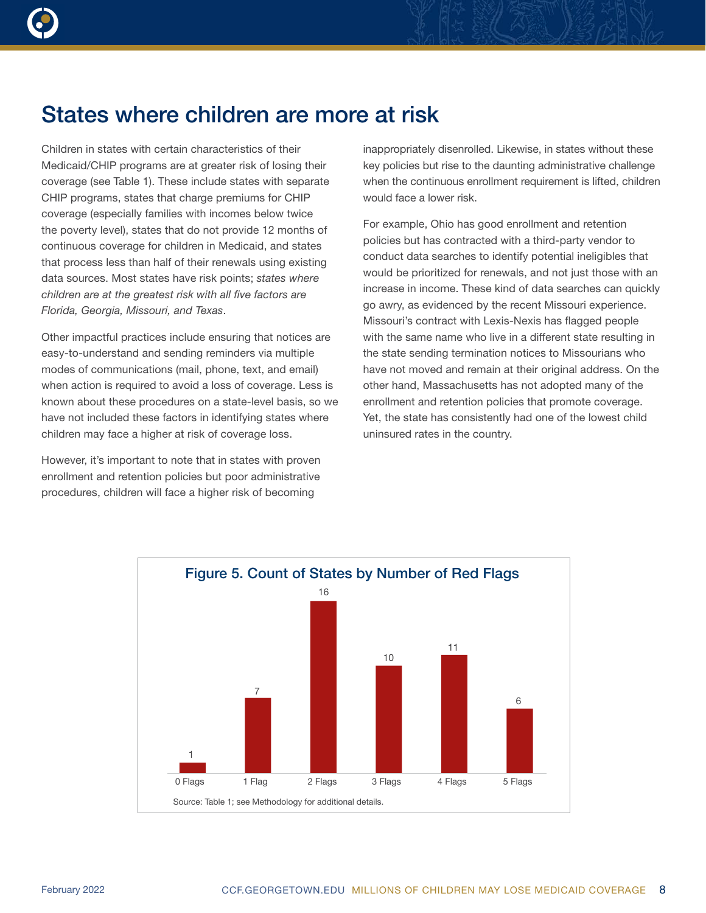# States where children are more at risk

Children in states with certain characteristics of their Medicaid/CHIP programs are at greater risk of losing their coverage (see Table 1). These include states with separate CHIP programs, states that charge premiums for CHIP coverage (especially families with incomes below twice the poverty level), states that do not provide 12 months of continuous coverage for children in Medicaid, and states that process less than half of their renewals using existing data sources. Most states have risk points; *states where children are at the greatest risk with all five factors are Florida, Georgia, Missouri, and Texas*.

Other impactful practices include ensuring that notices are easy-to-understand and sending reminders via multiple modes of communications (mail, phone, text, and email) when action is required to avoid a loss of coverage. Less is known about these procedures on a state-level basis, so we have not included these factors in identifying states where children may face a higher at risk of coverage loss.

However, it's important to note that in states with proven enrollment and retention policies but poor administrative procedures, children will face a higher risk of becoming inappropriately disenrolled. Likewise, in states without these key policies but rise to the daunting administrative challenge when the continuous enrollment requirement is lifted, children would face a lower risk.

For example, Ohio has good enrollment and retention policies but has contracted with a third-party vendor to conduct data searches to identify potential ineligibles that would be prioritized for renewals, and not just those with an increase in income. These kind of data searches can quickly go awry, as evidenced by the recent Missouri experience. Missouri's contract with Lexis-Nexis has flagged people with the same name who live in a different state resulting in the state sending termination notices to Missourians who have not moved and remain at their original address. On the other hand, Massachusetts has not adopted many of the enrollment and retention policies that promote coverage. Yet, the state has consistently had one of the lowest child uninsured rates in the country.

**Figure 5. Count of States by Number of Red Flags**

| Number of Red Flags | Count of States |
|---|---|
| 0 Flags | 1 |
| 1 Flag | 7 |
| 2 Flags | 16 |
| 3 Flags | 10 |
| 4 Flags | 11 |
| 5 Flags | 6 |

Source: Table 1; see Methodology for additional details.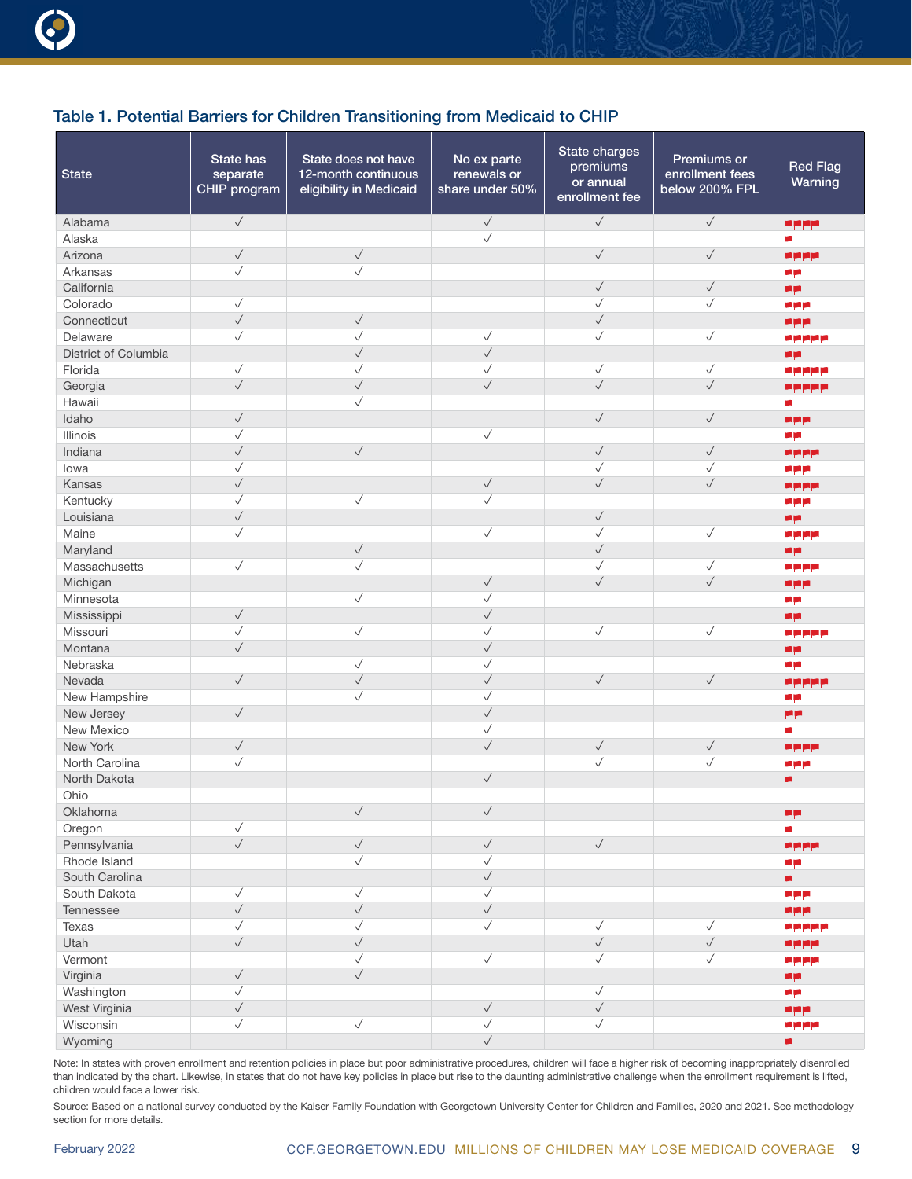## Table 1. Potential Barriers for Children Transitioning from Medicaid to CHIP

| State | State has separate CHIP program | State does not have 12-month continuous eligibility in Medicaid | No ex parte renewals or share under 50% | State charges premiums or annual enrollment fee | Premiums or enrollment fees below 200% FPL | Red Flag Warning |
|---|---|---|---|---|---|---|
| Alabama | ✓ | | ✓ | ✓ | ✓ | 🚩🚩🚩🚩 |
| Alaska | | | ✓ | | | 🚩 |
| Arizona | ✓ | ✓ | | ✓ | ✓ | 🚩🚩🚩🚩 |
| Arkansas | ✓ | ✓ | | | | 🚩🚩 |
| California | | | | ✓ | ✓ | 🚩🚩 |
| Colorado | ✓ | | | ✓ | ✓ | 🚩🚩🚩 |
| Connecticut | ✓ | ✓ | | ✓ | | 🚩🚩🚩 |
| Delaware | ✓ | ✓ | ✓ | ✓ | ✓ | 🚩🚩🚩🚩🚩 |
| District of Columbia | | ✓ | ✓ | | | 🚩🚩 |
| Florida | ✓ | ✓ | ✓ | ✓ | ✓ | 🚩🚩🚩🚩🚩 |
| Georgia | ✓ | ✓ | ✓ | ✓ | ✓ | 🚩🚩🚩🚩🚩 |
| Hawaii | | ✓ | | | | 🚩 |
| Idaho | ✓ | | | ✓ | ✓ | 🚩🚩🚩 |
| Illinois | ✓ | | ✓ | | | 🚩🚩 |
| Indiana | ✓ | ✓ | | ✓ | ✓ | 🚩🚩🚩🚩 |
| Iowa | ✓ | | | ✓ | ✓ | 🚩🚩🚩 |
| Kansas | ✓ | | ✓ | ✓ | ✓ | 🚩🚩🚩🚩 |
| Kentucky | ✓ | ✓ | ✓ | | | 🚩🚩🚩 |
| Louisiana | ✓ | | | ✓ | | 🚩🚩 |
| Maine | ✓ | | ✓ | ✓ | ✓ | 🚩🚩🚩🚩 |
| Maryland | | ✓ | | ✓ | | 🚩🚩 |
| Massachusetts | ✓ | ✓ | | ✓ | ✓ | 🚩🚩🚩🚩 |
| Michigan | | | ✓ | ✓ | ✓ | 🚩🚩🚩 |
| Minnesota | | ✓ | ✓ | | | 🚩🚩 |
| Mississippi | ✓ | | ✓ | | | 🚩🚩 |
| Missouri | ✓ | ✓ | ✓ | ✓ | ✓ | 🚩🚩🚩🚩🚩 |
| Montana | ✓ | | ✓ | | | 🚩🚩 |
| Nebraska | | ✓ | ✓ | | | 🚩🚩 |
| Nevada | ✓ | ✓ | ✓ | ✓ | ✓ | 🚩🚩🚩🚩🚩 |
| New Hampshire | | ✓ | ✓ | | | 🚩🚩 |
| New Jersey | ✓ | | ✓ | | | 🚩🚩 |
| New Mexico | | | ✓ | | | 🚩 |
| New York | ✓ | | ✓ | ✓ | ✓ | 🚩🚩🚩🚩 |
| North Carolina | ✓ | | | ✓ | ✓ | 🚩🚩🚩 |
| North Dakota | | | ✓ | | | 🚩 |
| Ohio | | | | | | |
| Oklahoma | | ✓ | ✓ | | | 🚩🚩 |
| Oregon | ✓ | | | | | 🚩 |
| Pennsylvania | ✓ | ✓ | ✓ | ✓ | | 🚩🚩🚩🚩 |
| Rhode Island | | ✓ | ✓ | | | 🚩🚩 |
| South Carolina | | | ✓ | | | 🚩 |
| South Dakota | ✓ | ✓ | ✓ | | | 🚩🚩🚩 |
| Tennessee | ✓ | ✓ | ✓ | | | 🚩🚩🚩 |
| Texas | ✓ | ✓ | ✓ | ✓ | ✓ | 🚩🚩🚩🚩🚩 |
| Utah | ✓ | ✓ | | ✓ | ✓ | 🚩🚩🚩🚩 |
| Vermont | | ✓ | ✓ | ✓ | ✓ | 🚩🚩🚩🚩 |
| Virginia | ✓ | ✓ | | | | 🚩🚩 |
| Washington | ✓ | | | ✓ | | 🚩🚩 |
| West Virginia | ✓ | | ✓ | ✓ | | 🚩🚩🚩 |
| Wisconsin | ✓ | ✓ | ✓ | ✓ | | 🚩🚩🚩🚩 |
| Wyoming | | | ✓ | | | 🚩 |

Note: In states with proven enrollment and retention policies in place but poor administrative procedures, children will face a higher risk of becoming inappropriately disenrolled than indicated by the chart. Likewise, in states that do not have key policies in place but rise to the daunting administrative challenge when the enrollment requirement is lifted, children would face a lower risk.

Source: Based on a national survey conducted by the Kaiser Family Foundation with Georgetown University Center for Children and Families, 2020 and 2021. See methodology section for more details.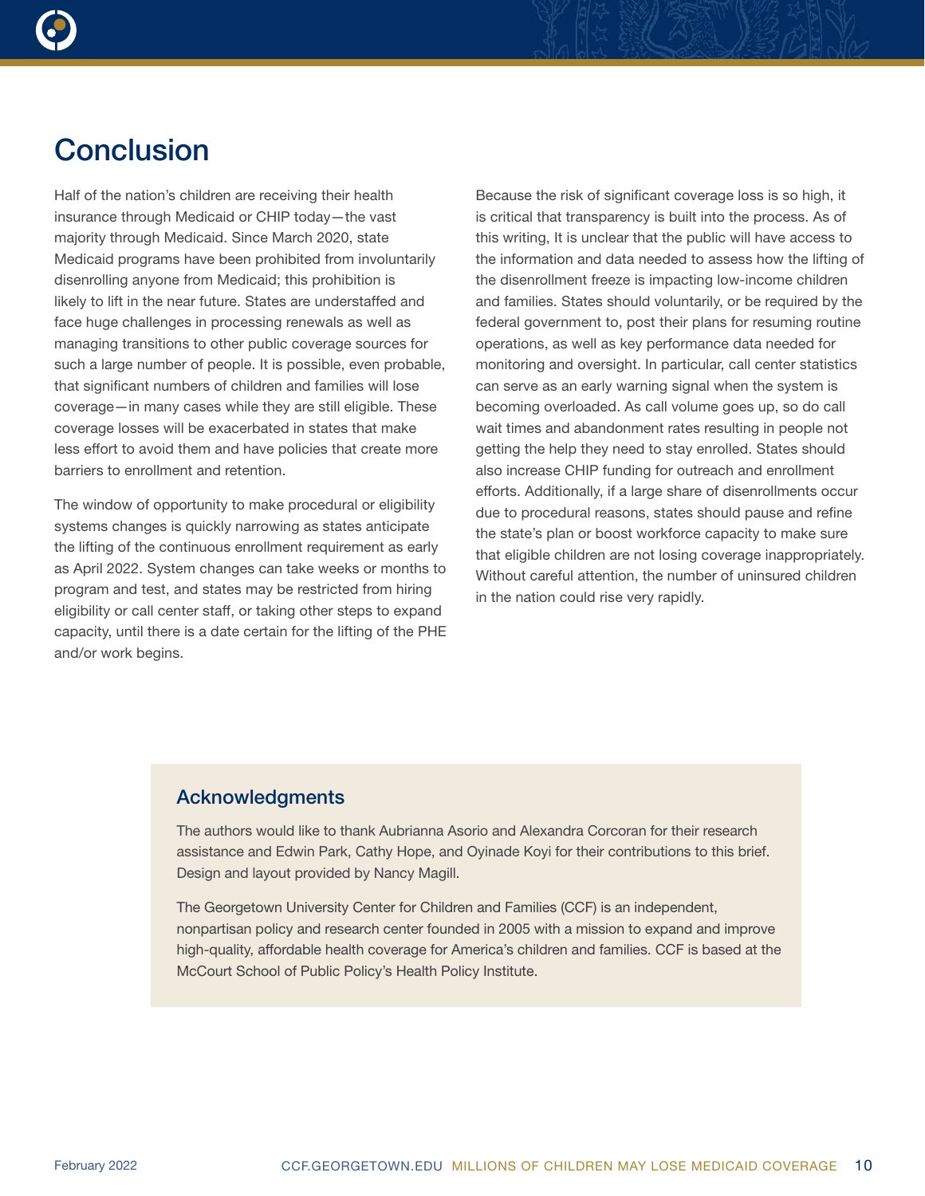# Conclusion

Half of the nation's children are receiving their health insurance through Medicaid or CHIP today—the vast majority through Medicaid. Since March 2020, state Medicaid programs have been prohibited from involuntarily disenrolling anyone from Medicaid; this prohibition is likely to lift in the near future. States are understaffed and face huge challenges in processing renewals as well as managing transitions to other public coverage sources for such a large number of people. It is possible, even probable, that significant numbers of children and families will lose coverage—in many cases while they are still eligible. These coverage losses will be exacerbated in states that make less effort to avoid them and have policies that create more barriers to enrollment and retention.

The window of opportunity to make procedural or eligibility systems changes is quickly narrowing as states anticipate the lifting of the continuous enrollment requirement as early as April 2022. System changes can take weeks or months to program and test, and states may be restricted from hiring eligibility or call center staff, or taking other steps to expand capacity, until there is a date certain for the lifting of the PHE and/or work begins.

Because the risk of significant coverage loss is so high, it is critical that transparency is built into the process. As of this writing, It is unclear that the public will have access to the information and data needed to assess how the lifting of the disenrollment freeze is impacting low-income children and families. States should voluntarily, or be required by the federal government to, post their plans for resuming routine operations, as well as key performance data needed for monitoring and oversight. In particular, call center statistics can serve as an early warning signal when the system is becoming overloaded. As call volume goes up, so do call wait times and abandonment rates resulting in people not getting the help they need to stay enrolled. States should also increase CHIP funding for outreach and enrollment efforts. Additionally, if a large share of disenrollments occur due to procedural reasons, states should pause and refine the state's plan or boost workforce capacity to make sure that eligible children are not losing coverage inappropriately. Without careful attention, the number of uninsured children in the nation could rise very rapidly.

## Acknowledgments

The authors would like to thank Aubrianna Asorio and Alexandra Corcoran for their research assistance and Edwin Park, Cathy Hope, and Oyinade Koyi for their contributions to this brief. Design and layout provided by Nancy Magill.

The Georgetown University Center for Children and Families (CCF) is an independent, nonpartisan policy and research center founded in 2005 with a mission to expand and improve high-quality, affordable health coverage for America's children and families. CCF is based at the McCourt School of Public Policy's Health Policy Institute.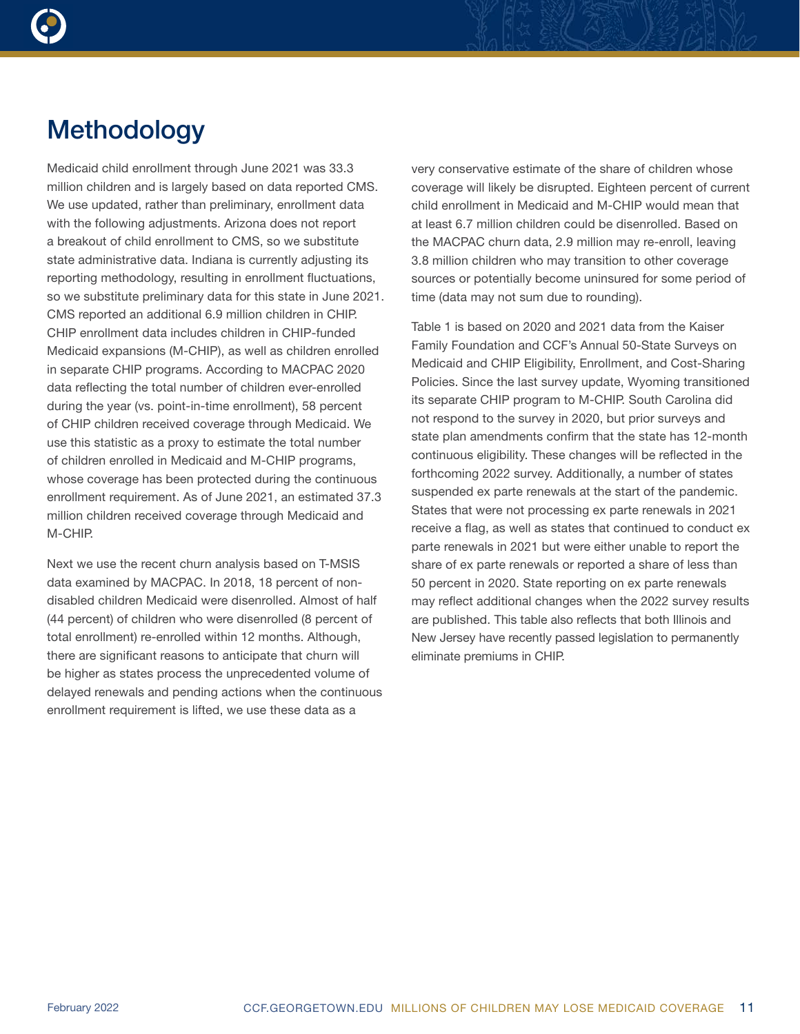# Methodology

Medicaid child enrollment through June 2021 was 33.3 million children and is largely based on data reported CMS. We use updated, rather than preliminary, enrollment data with the following adjustments. Arizona does not report a breakout of child enrollment to CMS, so we substitute state administrative data. Indiana is currently adjusting its reporting methodology, resulting in enrollment fluctuations, so we substitute preliminary data for this state in June 2021. CMS reported an additional 6.9 million children in CHIP. CHIP enrollment data includes children in CHIP-funded Medicaid expansions (M-CHIP), as well as children enrolled in separate CHIP programs. According to MACPAC 2020 data reflecting the total number of children ever-enrolled during the year (vs. point-in-time enrollment), 58 percent of CHIP children received coverage through Medicaid. We use this statistic as a proxy to estimate the total number of children enrolled in Medicaid and M-CHIP programs, whose coverage has been protected during the continuous enrollment requirement. As of June 2021, an estimated 37.3 million children received coverage through Medicaid and M-CHIP.

Next we use the recent churn analysis based on T-MSIS data examined by MACPAC. In 2018, 18 percent of non-disabled children Medicaid were disenrolled. Almost of half (44 percent) of children who were disenrolled (8 percent of total enrollment) re-enrolled within 12 months. Although, there are significant reasons to anticipate that churn will be higher as states process the unprecedented volume of delayed renewals and pending actions when the continuous enrollment requirement is lifted, we use these data as a very conservative estimate of the share of children whose coverage will likely be disrupted. Eighteen percent of current child enrollment in Medicaid and M-CHIP would mean that at least 6.7 million children could be disenrolled. Based on the MACPAC churn data, 2.9 million may re-enroll, leaving 3.8 million children who may transition to other coverage sources or potentially become uninsured for some period of time (data may not sum due to rounding).

Table 1 is based on 2020 and 2021 data from the Kaiser Family Foundation and CCF's Annual 50-State Surveys on Medicaid and CHIP Eligibility, Enrollment, and Cost-Sharing Policies. Since the last survey update, Wyoming transitioned its separate CHIP program to M-CHIP. South Carolina did not respond to the survey in 2020, but prior surveys and state plan amendments confirm that the state has 12-month continuous eligibility. These changes will be reflected in the forthcoming 2022 survey. Additionally, a number of states suspended ex parte renewals at the start of the pandemic. States that were not processing ex parte renewals in 2021 receive a flag, as well as states that continued to conduct ex parte renewals in 2021 but were either unable to report the share of ex parte renewals or reported a share of less than 50 percent in 2020. State reporting on ex parte renewals may reflect additional changes when the 2022 survey results are published. This table also reflects that both Illinois and New Jersey have recently passed legislation to permanently eliminate premiums in CHIP.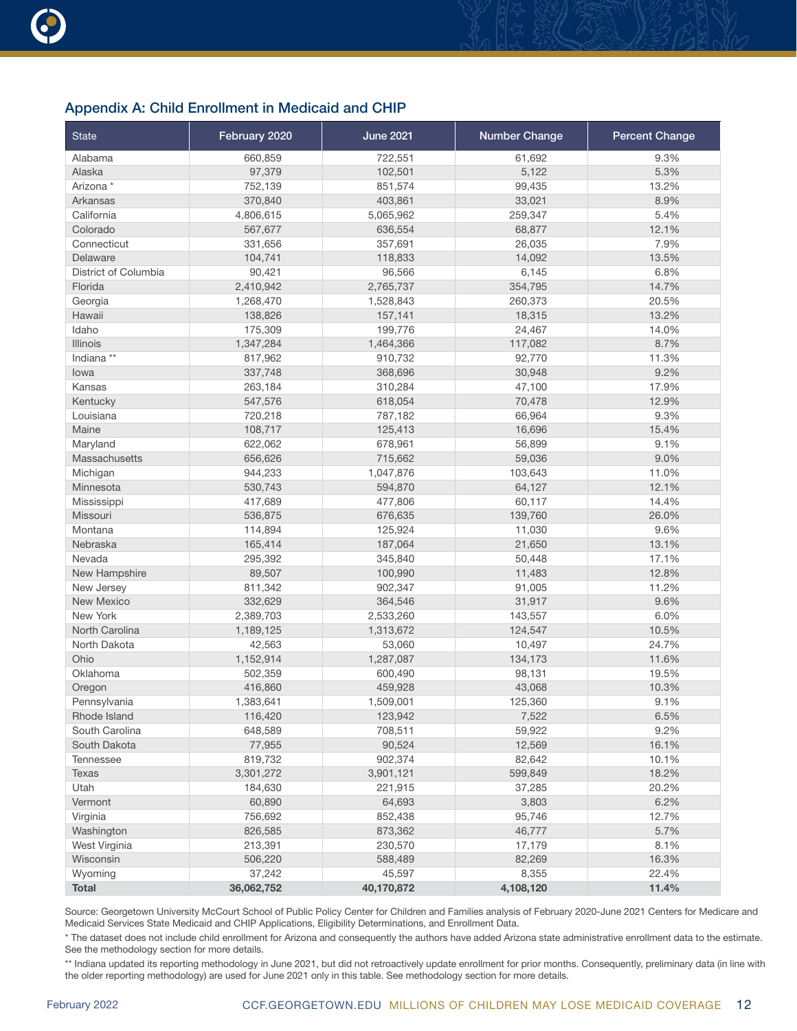## Appendix A: Child Enrollment in Medicaid and CHIP

| State | February 2020 | June 2021 | Number Change | Percent Change |
|---|---|---|---|---|
| Alabama | 660,859 | 722,551 | 61,692 | 9.3% |
| Alaska | 97,379 | 102,501 | 5,122 | 5.3% |
| Arizona * | 752,139 | 851,574 | 99,435 | 13.2% |
| Arkansas | 370,840 | 403,861 | 33,021 | 8.9% |
| California | 4,806,615 | 5,065,962 | 259,347 | 5.4% |
| Colorado | 567,677 | 636,554 | 68,877 | 12.1% |
| Connecticut | 331,656 | 357,691 | 26,035 | 7.9% |
| Delaware | 104,741 | 118,833 | 14,092 | 13.5% |
| District of Columbia | 90,421 | 96,566 | 6,145 | 6.8% |
| Florida | 2,410,942 | 2,765,737 | 354,795 | 14.7% |
| Georgia | 1,268,470 | 1,528,843 | 260,373 | 20.5% |
| Hawaii | 138,826 | 157,141 | 18,315 | 13.2% |
| Idaho | 175,309 | 199,776 | 24,467 | 14.0% |
| Illinois | 1,347,284 | 1,464,366 | 117,082 | 8.7% |
| Indiana ** | 817,962 | 910,732 | 92,770 | 11.3% |
| Iowa | 337,748 | 368,696 | 30,948 | 9.2% |
| Kansas | 263,184 | 310,284 | 47,100 | 17.9% |
| Kentucky | 547,576 | 618,054 | 70,478 | 12.9% |
| Louisiana | 720,218 | 787,182 | 66,964 | 9.3% |
| Maine | 108,717 | 125,413 | 16,696 | 15.4% |
| Maryland | 622,062 | 678,961 | 56,899 | 9.1% |
| Massachusetts | 656,626 | 715,662 | 59,036 | 9.0% |
| Michigan | 944,233 | 1,047,876 | 103,643 | 11.0% |
| Minnesota | 530,743 | 594,870 | 64,127 | 12.1% |
| Mississippi | 417,689 | 477,806 | 60,117 | 14.4% |
| Missouri | 536,875 | 676,635 | 139,760 | 26.0% |
| Montana | 114,894 | 125,924 | 11,030 | 9.6% |
| Nebraska | 165,414 | 187,064 | 21,650 | 13.1% |
| Nevada | 295,392 | 345,840 | 50,448 | 17.1% |
| New Hampshire | 89,507 | 100,990 | 11,483 | 12.8% |
| New Jersey | 811,342 | 902,347 | 91,005 | 11.2% |
| New Mexico | 332,629 | 364,546 | 31,917 | 9.6% |
| New York | 2,389,703 | 2,533,260 | 143,557 | 6.0% |
| North Carolina | 1,189,125 | 1,313,672 | 124,547 | 10.5% |
| North Dakota | 42,563 | 53,060 | 10,497 | 24.7% |
| Ohio | 1,152,914 | 1,287,087 | 134,173 | 11.6% |
| Oklahoma | 502,359 | 600,490 | 98,131 | 19.5% |
| Oregon | 416,860 | 459,928 | 43,068 | 10.3% |
| Pennsylvania | 1,383,641 | 1,509,001 | 125,360 | 9.1% |
| Rhode Island | 116,420 | 123,942 | 7,522 | 6.5% |
| South Carolina | 648,589 | 708,511 | 59,922 | 9.2% |
| South Dakota | 77,955 | 90,524 | 12,569 | 16.1% |
| Tennessee | 819,732 | 902,374 | 82,642 | 10.1% |
| Texas | 3,301,272 | 3,901,121 | 599,849 | 18.2% |
| Utah | 184,630 | 221,915 | 37,285 | 20.2% |
| Vermont | 60,890 | 64,693 | 3,803 | 6.2% |
| Virginia | 756,692 | 852,438 | 95,746 | 12.7% |
| Washington | 826,585 | 873,362 | 46,777 | 5.7% |
| West Virginia | 213,391 | 230,570 | 17,179 | 8.1% |
| Wisconsin | 506,220 | 588,489 | 82,269 | 16.3% |
| Wyoming | 37,242 | 45,597 | 8,355 | 22.4% |
| **Total** | **36,062,752** | **40,170,872** | **4,108,120** | **11.4%** |

Source: Georgetown University McCourt School of Public Policy Center for Children and Families analysis of February 2020-June 2021 Centers for Medicare and Medicaid Services State Medicaid and CHIP Applications, Eligibility Determinations, and Enrollment Data.

* The dataset does not include child enrollment for Arizona and consequently the authors have added Arizona state administrative enrollment data to the estimate. See the methodology section for more details.

** Indiana updated its reporting methodology in June 2021, but did not retroactively update enrollment for prior months. Consequently, preliminary data (in line with the older reporting methodology) are used for June 2021 only in this table. See methodology section for more details.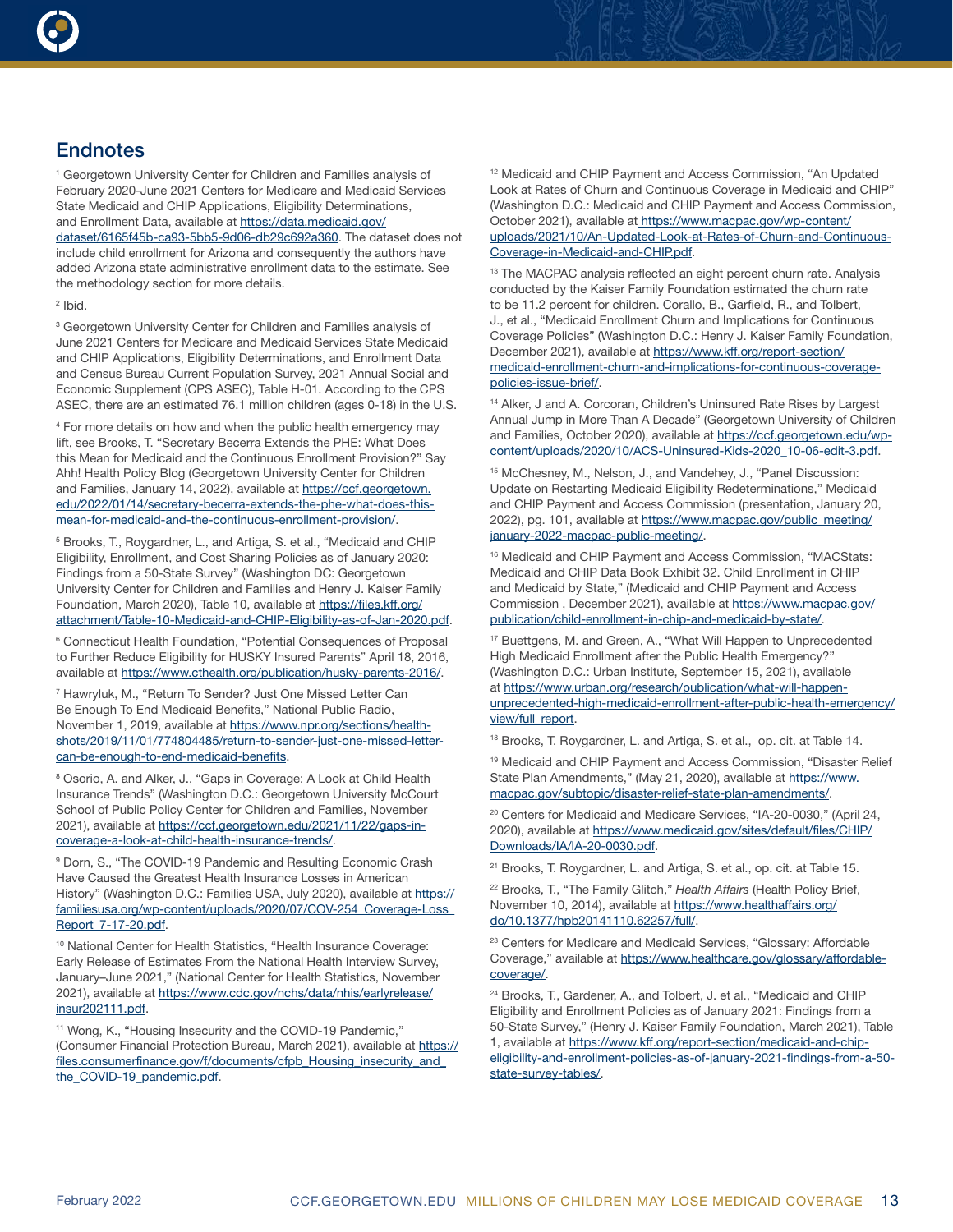## Endnotes

[1] Georgetown University Center for Children and Families analysis of February 2020-June 2021 Centers for Medicare and Medicaid Services State Medicaid and CHIP Applications, Eligibility Determinations, and Enrollment Data, available at https://data.medicaid.gov/dataset/6165f45b-ca93-5bb5-9d06-db29c692a360. The dataset does not include child enrollment for Arizona and consequently the authors have added Arizona state administrative enrollment data to the estimate. See the methodology section for more details.

[2] Ibid.

[3] Georgetown University Center for Children and Families analysis of June 2021 Centers for Medicare and Medicaid Services State Medicaid and CHIP Applications, Eligibility Determinations, and Enrollment Data and Census Bureau Current Population Survey, 2021 Annual Social and Economic Supplement (CPS ASEC), Table H-01. According to the CPS ASEC, there are an estimated 76.1 million children (ages 0-18) in the U.S.

[4] For more details on how and when the public health emergency may lift, see Brooks, T. "Secretary Becerra Extends the PHE: What Does this Mean for Medicaid and the Continuous Enrollment Provision?" Say Ahh! Health Policy Blog (Georgetown University Center for Children and Families, January 14, 2022), available at https://ccf.georgetown.edu/2022/01/14/secretary-becerra-extends-the-phe-what-does-this-mean-for-medicaid-and-the-continuous-enrollment-provision/.

[5] Brooks, T., Roygardner, L., and Artiga, S. et al., "Medicaid and CHIP Eligibility, Enrollment, and Cost Sharing Policies as of January 2020: Findings from a 50-State Survey" (Washington DC: Georgetown University Center for Children and Families and Henry J. Kaiser Family Foundation, March 2020), Table 10, available at https://files.kff.org/attachment/Table-10-Medicaid-and-CHIP-Eligibility-as-of-Jan-2020.pdf.

[6] Connecticut Health Foundation, "Potential Consequences of Proposal to Further Reduce Eligibility for HUSKY Insured Parents" April 18, 2016, available at https://www.cthealth.org/publication/husky-parents-2016/.

[7] Hawryluk, M., "Return To Sender? Just One Missed Letter Can Be Enough To End Medicaid Benefits," National Public Radio, November 1, 2019, available at https://www.npr.org/sections/health-shots/2019/11/01/774804485/return-to-sender-just-one-missed-letter-can-be-enough-to-end-medicaid-benefits.

[8] Osorio, A. and Alker, J., "Gaps in Coverage: A Look at Child Health Insurance Trends" (Washington D.C.: Georgetown University McCourt School of Public Policy Center for Children and Families, November 2021), available at https://ccf.georgetown.edu/2021/11/22/gaps-in-coverage-a-look-at-child-health-insurance-trends/.

[9] Dorn, S., "The COVID-19 Pandemic and Resulting Economic Crash Have Caused the Greatest Health Insurance Losses in American History" (Washington D.C.: Families USA, July 2020), available at https://familiesusa.org/wp-content/uploads/2020/07/COV-254_Coverage-Loss_Report_7-17-20.pdf.

[10] National Center for Health Statistics, "Health Insurance Coverage: Early Release of Estimates From the National Health Interview Survey, January–June 2021," (National Center for Health Statistics, November 2021), available at https://www.cdc.gov/nchs/data/nhis/earlyrelease/insur202111.pdf.

[11] Wong, K., "Housing Insecurity and the COVID-19 Pandemic," (Consumer Financial Protection Bureau, March 2021), available at https://files.consumerfinance.gov/f/documents/cfpb_Housing_insecurity_and_the_COVID-19_pandemic.pdf.

[12] Medicaid and CHIP Payment and Access Commission, "An Updated Look at Rates of Churn and Continuous Coverage in Medicaid and CHIP" (Washington D.C.: Medicaid and CHIP Payment and Access Commission, October 2021), available at https://www.macpac.gov/wp-content/uploads/2021/10/An-Updated-Look-at-Rates-of-Churn-and-Continuous-Coverage-in-Medicaid-and-CHIP.pdf.

[13] The MACPAC analysis reflected an eight percent churn rate. Analysis conducted by the Kaiser Family Foundation estimated the churn rate to be 11.2 percent for children. Corallo, B., Garfield, R., and Tolbert, J., et al., "Medicaid Enrollment Churn and Implications for Continuous Coverage Policies" (Washington D.C.: Henry J. Kaiser Family Foundation, December 2021), available at https://www.kff.org/report-section/medicaid-enrollment-churn-and-implications-for-continuous-coverage-policies-issue-brief/.

[14] Alker, J and A. Corcoran, Children's Uninsured Rate Rises by Largest Annual Jump in More Than A Decade" (Georgetown University of Children and Families, October 2020), available at https://ccf.georgetown.edu/wp-content/uploads/2020/10/ACS-Uninsured-Kids-2020_10-06-edit-3.pdf.

[15] McChesney, M., Nelson, J., and Vandehey, J., "Panel Discussion: Update on Restarting Medicaid Eligibility Redeterminations," Medicaid and CHIP Payment and Access Commission (presentation, January 20, 2022), pg. 101, available at https://www.macpac.gov/public_meeting/january-2022-macpac-public-meeting/.

[16] Medicaid and CHIP Payment and Access Commission, "MACStats: Medicaid and CHIP Data Book Exhibit 32. Child Enrollment in CHIP and Medicaid by State," (Medicaid and CHIP Payment and Access Commission , December 2021), available at https://www.macpac.gov/publication/child-enrollment-in-chip-and-medicaid-by-state/.

[17] Buettgens, M. and Green, A., "What Will Happen to Unprecedented High Medicaid Enrollment after the Public Health Emergency?" (Washington D.C.: Urban Institute, September 15, 2021), available at https://www.urban.org/research/publication/what-will-happen-unprecedented-high-medicaid-enrollment-after-public-health-emergency/view/full_report.

[18] Brooks, T. Roygardner, L. and Artiga, S. et al., op. cit. at Table 14.

[19] Medicaid and CHIP Payment and Access Commission, "Disaster Relief State Plan Amendments," (May 21, 2020), available at https://www.macpac.gov/subtopic/disaster-relief-state-plan-amendments/.

[20] Centers for Medicaid and Medicare Services, "IA-20-0030," (April 24, 2020), available at https://www.medicaid.gov/sites/default/files/CHIP/Downloads/IA/IA-20-0030.pdf.

[21] Brooks, T. Roygardner, L. and Artiga, S. et al., op. cit. at Table 15.

[22] Brooks, T., "The Family Glitch," *Health Affairs* (Health Policy Brief, November 10, 2014), available at https://www.healthaffairs.org/do/10.1377/hpb20141110.62257/full/.

[23] Centers for Medicare and Medicaid Services, "Glossary: Affordable Coverage," available at https://www.healthcare.gov/glossary/affordable-coverage/.

[24] Brooks, T., Gardener, A., and Tolbert, J. et al., "Medicaid and CHIP Eligibility and Enrollment Policies as of January 2021: Findings from a 50-State Survey," (Henry J. Kaiser Family Foundation, March 2021), Table 1, available at https://www.kff.org/report-section/medicaid-and-chip-eligibility-and-enrollment-policies-as-of-january-2021-findings-from-a-50-state-survey-tables/.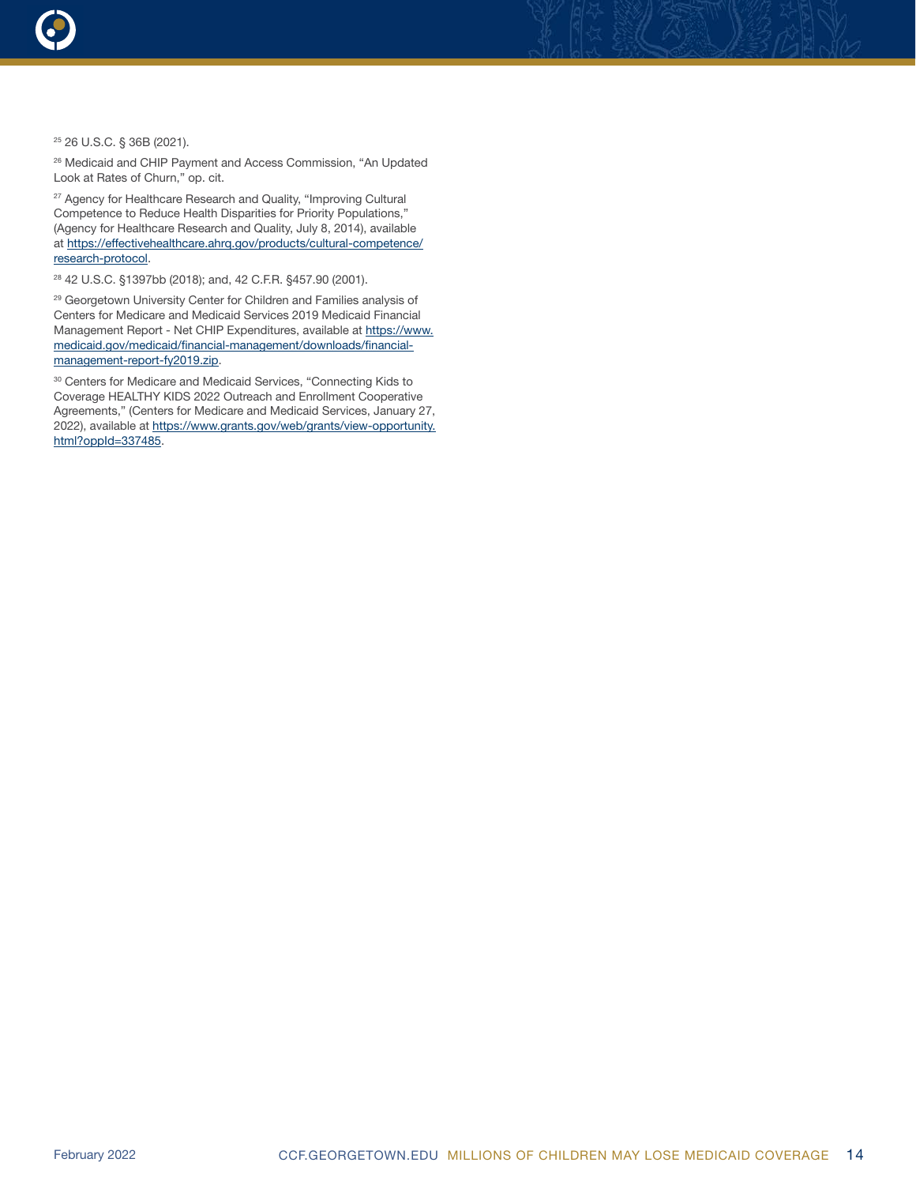[25] 26 U.S.C. § 36B (2021).

[26] Medicaid and CHIP Payment and Access Commission, "An Updated Look at Rates of Churn," op. cit.

[27] Agency for Healthcare Research and Quality, "Improving Cultural Competence to Reduce Health Disparities for Priority Populations," (Agency for Healthcare Research and Quality, July 8, 2014), available at https://effectivehealthcare.ahrq.gov/products/cultural-competence/research-protocol.

[28] 42 U.S.C. §1397bb (2018); and, 42 C.F.R. §457.90 (2001).

[29] Georgetown University Center for Children and Families analysis of Centers for Medicare and Medicaid Services 2019 Medicaid Financial Management Report - Net CHIP Expenditures, available at https://www.medicaid.gov/medicaid/financial-management/downloads/financial-management-report-fy2019.zip.

[30] Centers for Medicare and Medicaid Services, "Connecting Kids to Coverage HEALTHY KIDS 2022 Outreach and Enrollment Cooperative Agreements," (Centers for Medicare and Medicaid Services, January 27, 2022), available at https://www.grants.gov/web/grants/view-opportunity.html?oppId=337485.